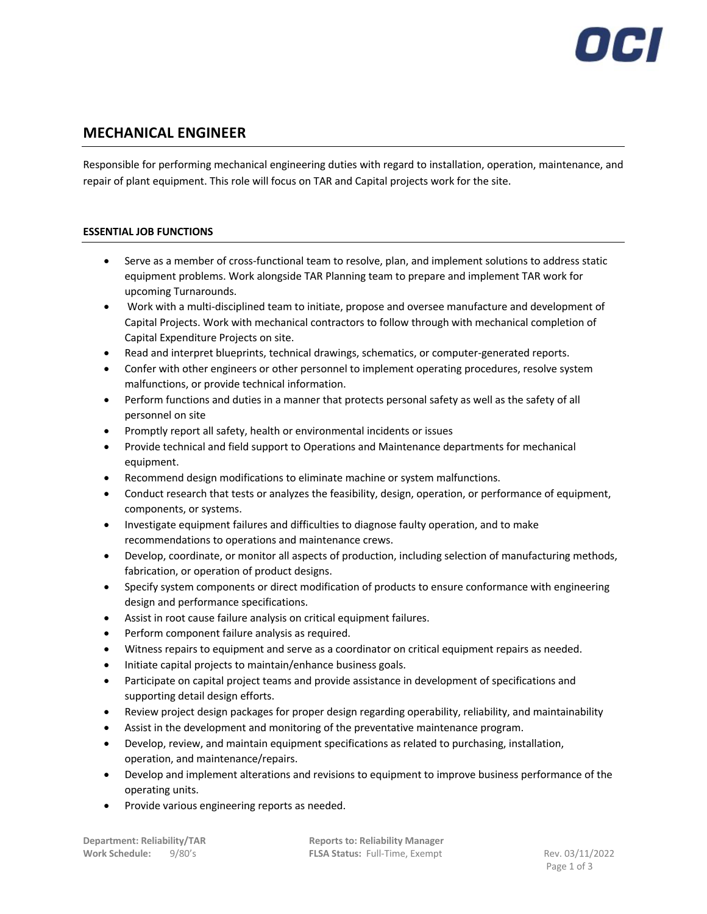# MECHANICAL ENGINEER

Responsible for performing mechanical engineering duties with regard to installation, operation, maintenance, and repair of plant equipment. This role will focus on TAR and Capital projects work for the site.

## ESSENTIAL JOB FUNCTIONS

- Serve as a member of cross-functional team to resolve, plan, and implement solutions to address static equipment problems. Work alongside TAR Planning team to prepare and implement TAR work for upcoming Turnarounds.
- Work with a multi-disciplined team to initiate, propose and oversee manufacture and development of Capital Projects. Work with mechanical contractors to follow through with mechanical completion of Capital Expenditure Projects on site.
- Read and interpret blueprints, technical drawings, schematics, or computer-generated reports.
- Confer with other engineers or other personnel to implement operating procedures, resolve system malfunctions, or provide technical information.
- Perform functions and duties in a manner that protects personal safety as well as the safety of all personnel on site
- Promptly report all safety, health or environmental incidents or issues
- Provide technical and field support to Operations and Maintenance departments for mechanical equipment.
- Recommend design modifications to eliminate machine or system malfunctions.
- Conduct research that tests or analyzes the feasibility, design, operation, or performance of equipment, components, or systems.
- Investigate equipment failures and difficulties to diagnose faulty operation, and to make recommendations to operations and maintenance crews.
- Develop, coordinate, or monitor all aspects of production, including selection of manufacturing methods, fabrication, or operation of product designs.
- Specify system components or direct modification of products to ensure conformance with engineering design and performance specifications.
- Assist in root cause failure analysis on critical equipment failures.
- Perform component failure analysis as required.
- Witness repairs to equipment and serve as a coordinator on critical equipment repairs as needed.
- Initiate capital projects to maintain/enhance business goals.
- Participate on capital project teams and provide assistance in development of specifications and supporting detail design efforts.
- Review project design packages for proper design regarding operability, reliability, and maintainability
- Assist in the development and monitoring of the preventative maintenance program.
- Develop, review, and maintain equipment specifications as related to purchasing, installation, operation, and maintenance/repairs.
- Develop and implement alterations and revisions to equipment to improve business performance of the operating units.
- Provide various engineering reports as needed.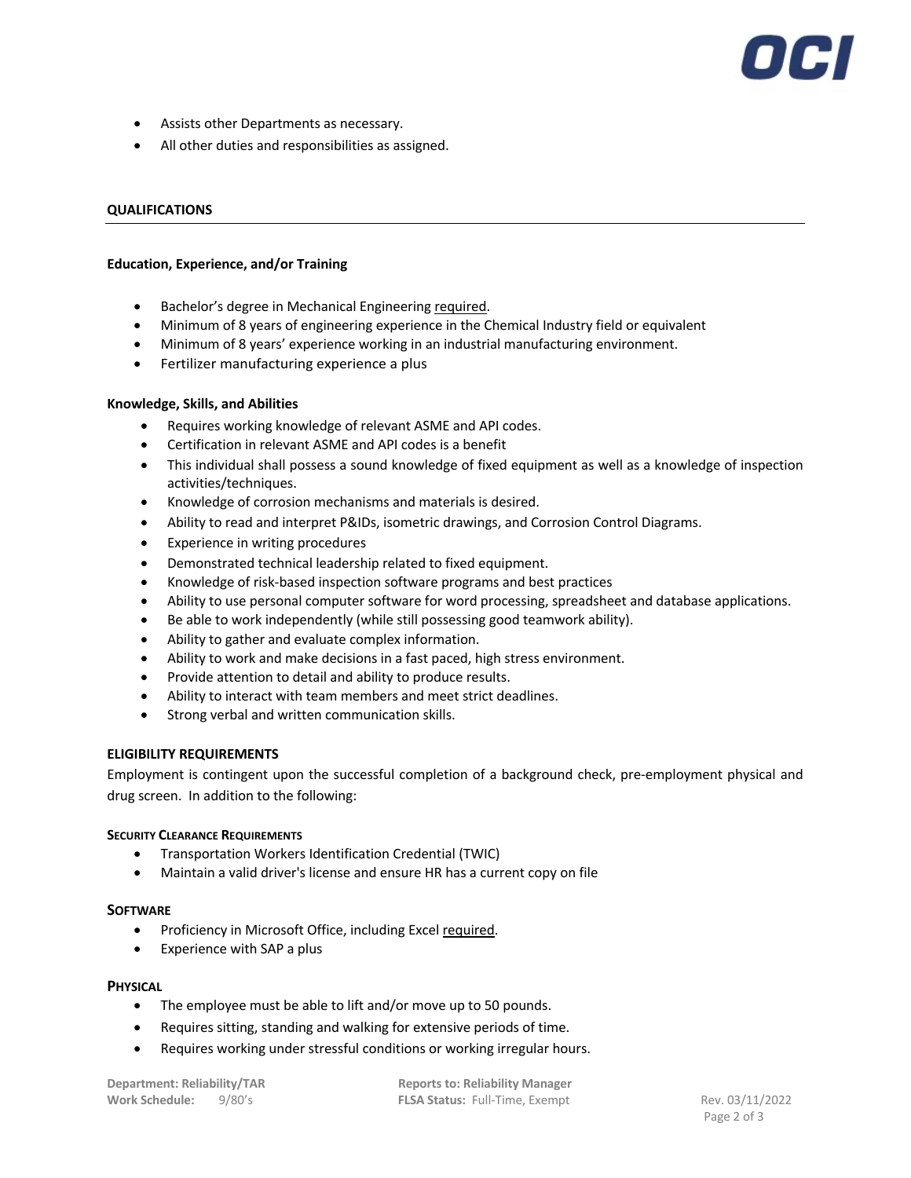- Assists other Departments as necessary.
- All other duties and responsibilities as assigned.

## QUALIFICATIONS

### Education, Experience, and/or Training

- Bachelor's degree in Mechanical Engineering <u>required</u>.
- Minimum of 8 years of engineering experience in the Chemical Industry field or equivalent
- Minimum of 8 years' experience working in an industrial manufacturing environment.
- Fertilizer manufacturing experience a plus

### Knowledge, Skills, and Abilities

- Requires working knowledge of relevant ASME and API codes.
- Certification in relevant ASME and API codes is a benefit
- This individual shall possess a sound knowledge of fixed equipment as well as a knowledge of inspection activities/techniques.
- Knowledge of corrosion mechanisms and materials is desired.
- Ability to read and interpret P&IDs, isometric drawings, and Corrosion Control Diagrams.
- Experience in writing procedures
- Demonstrated technical leadership related to fixed equipment.
- Knowledge of risk-based inspection software programs and best practices
- Ability to use personal computer software for word processing, spreadsheet and database applications.
- Be able to work independently (while still possessing good teamwork ability).
- Ability to gather and evaluate complex information.
- Ability to work and make decisions in a fast paced, high stress environment.
- Provide attention to detail and ability to produce results.
- Ability to interact with team members and meet strict deadlines.
- Strong verbal and written communication skills.

## ELIGIBILITY REQUIREMENTS

Employment is contingent upon the successful completion of a background check, pre-employment physical and drug screen. In addition to the following:

### Security Clearance Requirements

- Transportation Workers Identification Credential (TWIC)
- Maintain a valid driver's license and ensure HR has a current copy on file

### Software

- Proficiency in Microsoft Office, including Excel <u>required</u>.
- Experience with SAP a plus

### Physical

- The employee must be able to lift and/or move up to 50 pounds.
- Requires sitting, standing and walking for extensive periods of time.
- Requires working under stressful conditions or working irregular hours.

**Department: Reliability/TAR** **Reports to: Reliability Manager**
**Work Schedule:** 9/80's **FLSA Status:** Full-Time, Exempt Rev. 03/11/2022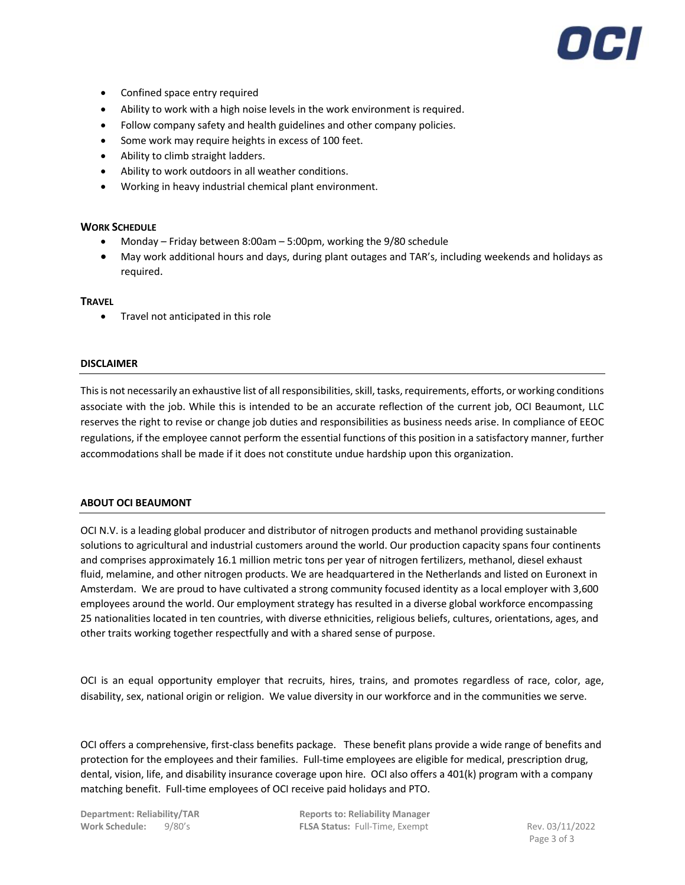- Confined space entry required
- Ability to work with a high noise levels in the work environment is required.
- Follow company safety and health guidelines and other company policies.
- Some work may require heights in excess of 100 feet.
- Ability to climb straight ladders.
- Ability to work outdoors in all weather conditions.
- Working in heavy industrial chemical plant environment.

### WORK SCHEDULE

- Monday – Friday between 8:00am – 5:00pm, working the 9/80 schedule
- May work additional hours and days, during plant outages and TAR's, including weekends and holidays as required.

### TRAVEL

- Travel not anticipated in this role

## DISCLAIMER

This is not necessarily an exhaustive list of all responsibilities, skill, tasks, requirements, efforts, or working conditions associate with the job. While this is intended to be an accurate reflection of the current job, OCI Beaumont, LLC reserves the right to revise or change job duties and responsibilities as business needs arise. In compliance of EEOC regulations, if the employee cannot perform the essential functions of this position in a satisfactory manner, further accommodations shall be made if it does not constitute undue hardship upon this organization.

## ABOUT OCI BEAUMONT

OCI N.V. is a leading global producer and distributor of nitrogen products and methanol providing sustainable solutions to agricultural and industrial customers around the world. Our production capacity spans four continents and comprises approximately 16.1 million metric tons per year of nitrogen fertilizers, methanol, diesel exhaust fluid, melamine, and other nitrogen products. We are headquartered in the Netherlands and listed on Euronext in Amsterdam. We are proud to have cultivated a strong community focused identity as a local employer with 3,600 employees around the world. Our employment strategy has resulted in a diverse global workforce encompassing 25 nationalities located in ten countries, with diverse ethnicities, religious beliefs, cultures, orientations, ages, and other traits working together respectfully and with a shared sense of purpose.

OCI is an equal opportunity employer that recruits, hires, trains, and promotes regardless of race, color, age, disability, sex, national origin or religion. We value diversity in our workforce and in the communities we serve.

OCI offers a comprehensive, first-class benefits package. These benefit plans provide a wide range of benefits and protection for the employees and their families. Full-time employees are eligible for medical, prescription drug, dental, vision, life, and disability insurance coverage upon hire. OCI also offers a 401(k) program with a company matching benefit. Full-time employees of OCI receive paid holidays and PTO.